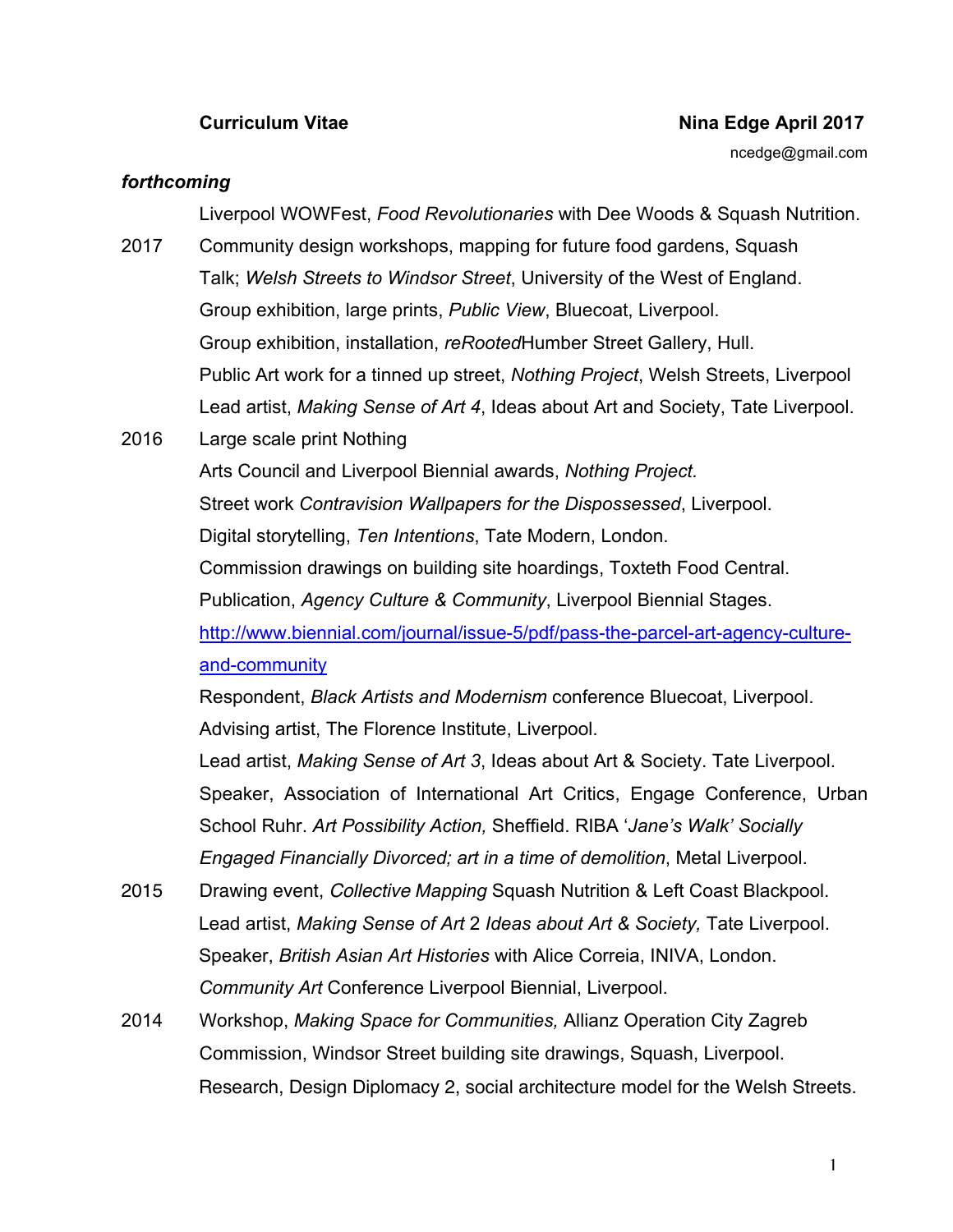**Curriculum Vitae** **Nina Edge April 2017**

ncedge@gmail.com

***forthcoming***

Liverpool WOWFest, *Food Revolutionaries* with Dee Woods & Squash Nutrition.

2017 Community design workshops, mapping for future food gardens, Squash

Talk; *Welsh Streets to Windsor Street*, University of the West of England.

Group exhibition, large prints, *Public View*, Bluecoat, Liverpool.

Group exhibition, installation, *reRooted*Humber Street Gallery, Hull.

Public Art work for a tinned up street, *Nothing Project*, Welsh Streets, Liverpool

Lead artist, *Making Sense of Art 4*, Ideas about Art and Society, Tate Liverpool.

2016 Large scale print Nothing

Arts Council and Liverpool Biennial awards, *Nothing Project.*

Street work *Contravision Wallpapers for the Dispossessed*, Liverpool.

Digital storytelling, *Ten Intentions*, Tate Modern, London.

Commission drawings on building site hoardings, Toxteth Food Central.

Publication, *Agency Culture & Community*, Liverpool Biennial Stages.

http://www.biennial.com/journal/issue-5/pdf/pass-the-parcel-art-agency-culture-and-community

Respondent, *Black Artists and Modernism* conference Bluecoat, Liverpool.

Advising artist, The Florence Institute, Liverpool.

Lead artist, *Making Sense of Art 3*, Ideas about Art & Society. Tate Liverpool.

Speaker, Association of International Art Critics, Engage Conference, Urban School Ruhr. *Art Possibility Action,* Sheffield. RIBA '*Jane's Walk' Socially Engaged Financially Divorced; art in a time of demolition*, Metal Liverpool.

2015 Drawing event, *Collective Mapping* Squash Nutrition & Left Coast Blackpool.

Lead artist, *Making Sense of Art* 2 *Ideas about Art & Society,* Tate Liverpool.

Speaker, *British Asian Art Histories* with Alice Correia, INIVA, London.

*Community Art* Conference Liverpool Biennial, Liverpool.

2014 Workshop, *Making Space for Communities,* Allianz Operation City Zagreb

Commission, Windsor Street building site drawings, Squash, Liverpool.

Research, Design Diplomacy 2, social architecture model for the Welsh Streets.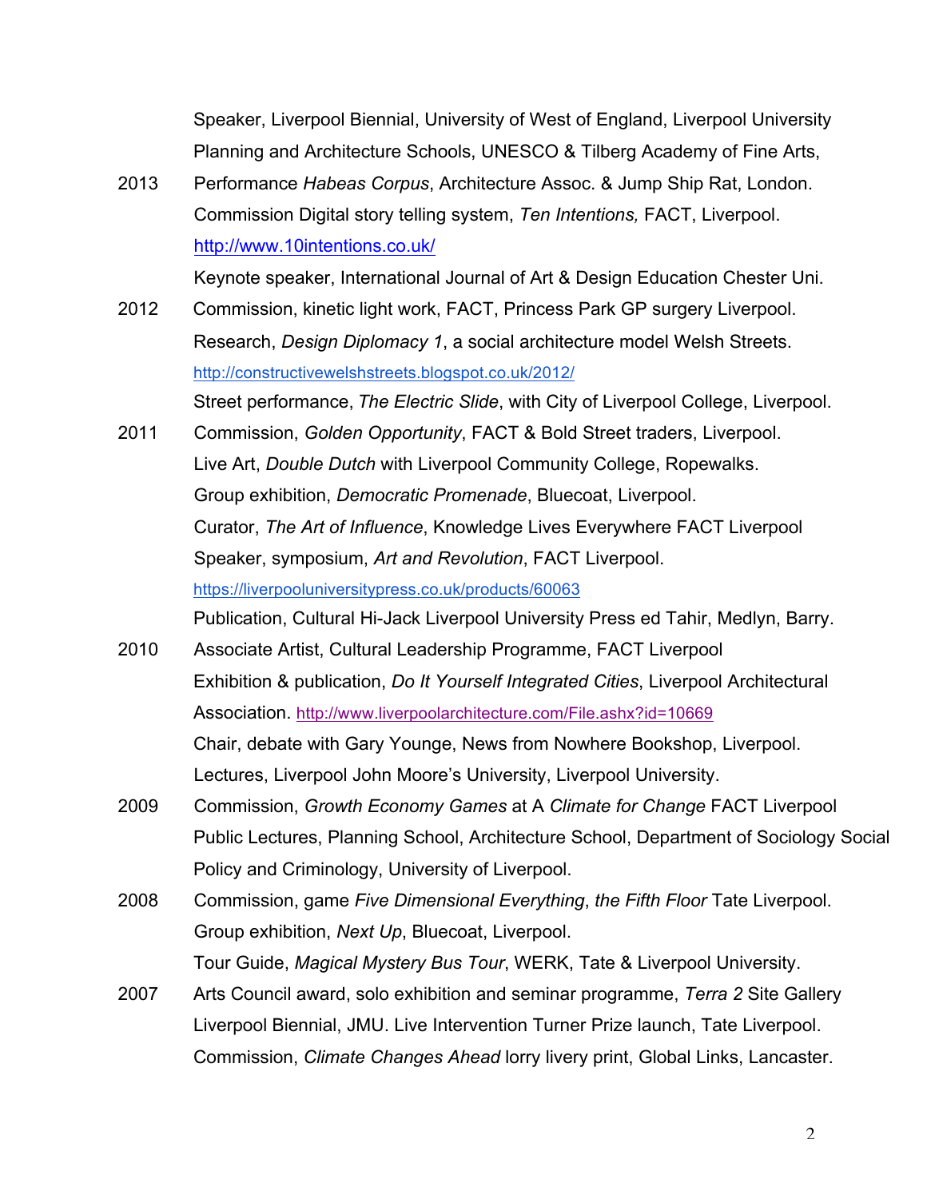Speaker, Liverpool Biennial, University of West of England, Liverpool University Planning and Architecture Schools, UNESCO & Tilberg Academy of Fine Arts,

2013 Performance *Habeas Corpus*, Architecture Assoc. & Jump Ship Rat, London.
Commission Digital story telling system, *Ten Intentions,* FACT, Liverpool.
http://www.10intentions.co.uk/
Keynote speaker, International Journal of Art & Design Education Chester Uni.

2012 Commission, kinetic light work, FACT, Princess Park GP surgery Liverpool.
Research, *Design Diplomacy 1*, a social architecture model Welsh Streets.
http://constructivewelshstreets.blogspot.co.uk/2012/
Street performance, *The Electric Slide*, with City of Liverpool College, Liverpool.

2011 Commission, *Golden Opportunity*, FACT & Bold Street traders, Liverpool.
Live Art, *Double Dutch* with Liverpool Community College, Ropewalks.
Group exhibition, *Democratic Promenade*, Bluecoat, Liverpool.
Curator, *The Art of Influence*, Knowledge Lives Everywhere FACT Liverpool
Speaker, symposium, *Art and Revolution*, FACT Liverpool.
https://liverpooluniversitypress.co.uk/products/60063
Publication, Cultural Hi-Jack Liverpool University Press ed Tahir, Medlyn, Barry.

2010 Associate Artist, Cultural Leadership Programme, FACT Liverpool
Exhibition & publication, *Do It Yourself Integrated Cities*, Liverpool Architectural Association. http://www.liverpoolarchitecture.com/File.ashx?id=10669
Chair, debate with Gary Younge, News from Nowhere Bookshop, Liverpool.
Lectures, Liverpool John Moore's University, Liverpool University.

2009 Commission, *Growth Economy Games* at A *Climate for Change* FACT Liverpool
Public Lectures, Planning School, Architecture School, Department of Sociology Social Policy and Criminology, University of Liverpool.

2008 Commission, game *Five Dimensional Everything*, *the Fifth Floor* Tate Liverpool.
Group exhibition, *Next Up*, Bluecoat, Liverpool.
Tour Guide, *Magical Mystery Bus Tour*, WERK, Tate & Liverpool University.

2007 Arts Council award, solo exhibition and seminar programme, *Terra 2* Site Gallery Liverpool Biennial, JMU. Live Intervention Turner Prize launch, Tate Liverpool.
Commission, *Climate Changes Ahead* lorry livery print, Global Links, Lancaster.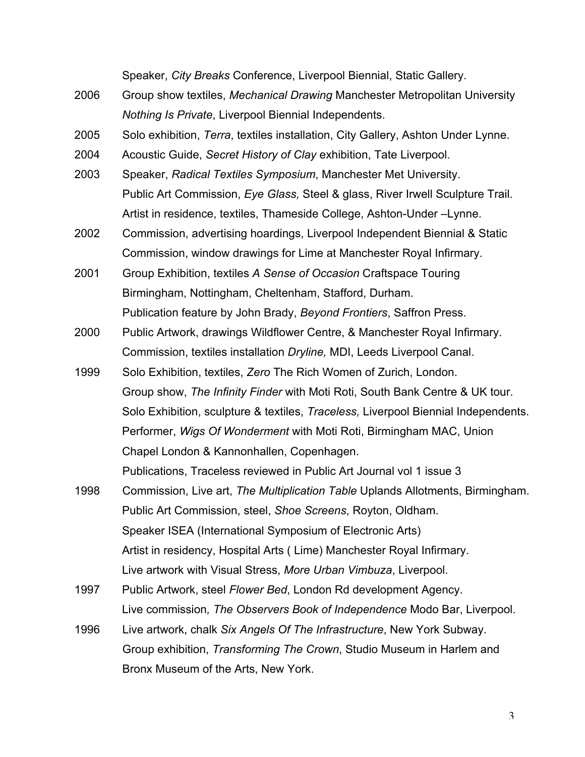Speaker, *City Breaks* Conference, Liverpool Biennial, Static Gallery.

2006 Group show textiles, *Mechanical Drawing* Manchester Metropolitan University
*Nothing Is Private*, Liverpool Biennial Independents.

2005 Solo exhibition, *Terra*, textiles installation, City Gallery, Ashton Under Lynne.

2004 Acoustic Guide, *Secret History of Clay* exhibition, Tate Liverpool.

2003 Speaker, *Radical Textiles Symposium*, Manchester Met University.
Public Art Commission, *Eye Glass,* Steel & glass, River Irwell Sculpture Trail.
Artist in residence, textiles, Thameside College, Ashton-Under –Lynne.

2002 Commission, advertising hoardings, Liverpool Independent Biennial & Static
Commission, window drawings for Lime at Manchester Royal Infirmary.

2001 Group Exhibition, textiles *A Sense of Occasion* Craftspace Touring
Birmingham, Nottingham, Cheltenham, Stafford, Durham.
Publication feature by John Brady, *Beyond Frontiers*, Saffron Press.

2000 Public Artwork, drawings Wildflower Centre, & Manchester Royal Infirmary.
Commission, textiles installation *Dryline,* MDI, Leeds Liverpool Canal.

1999 Solo Exhibition, textiles, *Zero* The Rich Women of Zurich, London.
Group show, *The Infinity Finder* with Moti Roti, South Bank Centre & UK tour.
Solo Exhibition, sculpture & textiles, *Traceless,* Liverpool Biennial Independents.
Performer, *Wigs Of Wonderment* with Moti Roti, Birmingham MAC, Union Chapel London & Kannonhallen, Copenhagen.
Publications, Traceless reviewed in Public Art Journal vol 1 issue 3

1998 Commission, Live art, *The Multiplication Table* Uplands Allotments, Birmingham.
Public Art Commission, steel, *Shoe Screens*, Royton, Oldham.
Speaker ISEA (International Symposium of Electronic Arts)
Artist in residency, Hospital Arts ( Lime) Manchester Royal Infirmary.
Live artwork with Visual Stress, *More Urban Vimbuza*, Liverpool.

1997 Public Artwork, steel *Flower Bed*, London Rd development Agency.
Live commission*, The Observers Book of Independence* Modo Bar, Liverpool.

1996 Live artwork, chalk *Six Angels Of The Infrastructure*, New York Subway.
Group exhibition, *Transforming The Crown*, Studio Museum in Harlem and Bronx Museum of the Arts, New York.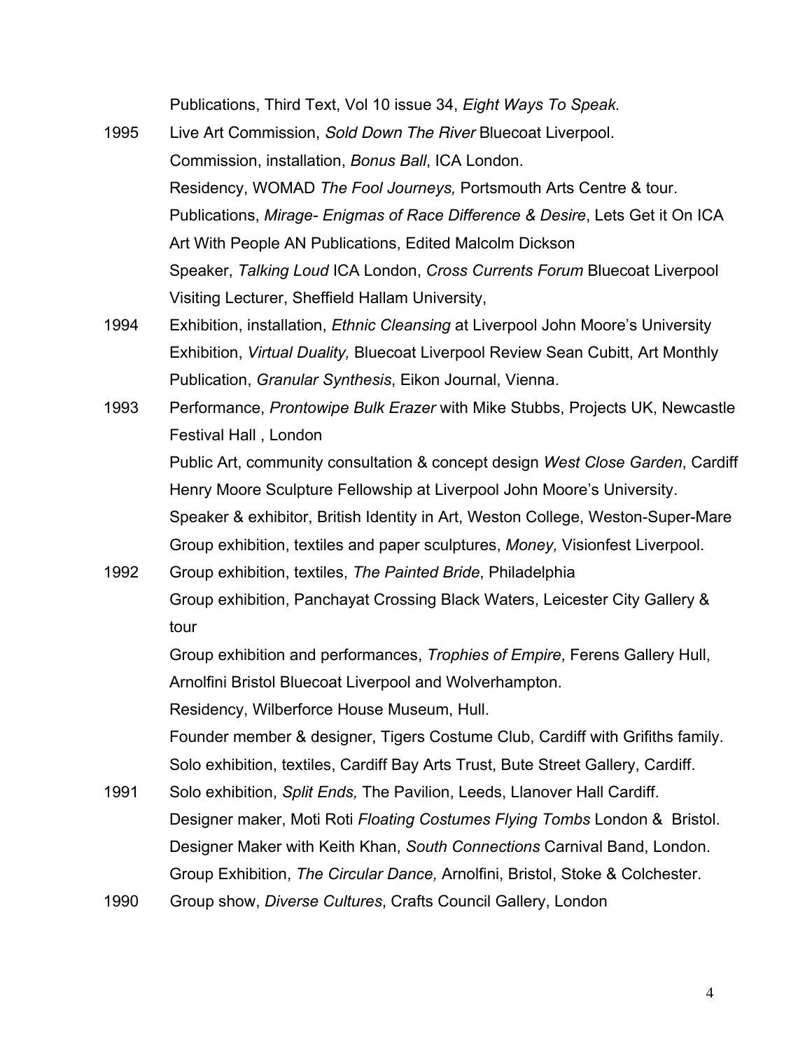Publications, Third Text, Vol 10 issue 34, *Eight Ways To Speak.*

1995 Live Art Commission, *Sold Down The River* Bluecoat Liverpool.
Commission, installation, *Bonus Ball*, ICA London.
Residency, WOMAD *The Fool Journeys,* Portsmouth Arts Centre & tour.
Publications, *Mirage- Enigmas of Race Difference & Desire*, Lets Get it On ICA
Art With People AN Publications, Edited Malcolm Dickson
Speaker, *Talking Loud* ICA London, *Cross Currents Forum* Bluecoat Liverpool
Visiting Lecturer, Sheffield Hallam University,

1994 Exhibition, installation, *Ethnic Cleansing* at Liverpool John Moore's University
Exhibition, *Virtual Duality,* Bluecoat Liverpool Review Sean Cubitt, Art Monthly
Publication, *Granular Synthesis*, Eikon Journal, Vienna.

1993 Performance, *Prontowipe Bulk Erazer* with Mike Stubbs, Projects UK, Newcastle
Festival Hall , London
Public Art, community consultation & concept design *West Close Garden*, Cardiff
Henry Moore Sculpture Fellowship at Liverpool John Moore's University.
Speaker & exhibitor, British Identity in Art, Weston College, Weston-Super-Mare
Group exhibition, textiles and paper sculptures, *Money,* Visionfest Liverpool.

1992 Group exhibition, textiles, *The Painted Bride*, Philadelphia
Group exhibition, Panchayat Crossing Black Waters, Leicester City Gallery &
tour
Group exhibition and performances, *Trophies of Empire*, Ferens Gallery Hull,
Arnolfini Bristol Bluecoat Liverpool and Wolverhampton.
Residency, Wilberforce House Museum, Hull.
Founder member & designer, Tigers Costume Club, Cardiff with Grifiths family.
Solo exhibition, textiles, Cardiff Bay Arts Trust, Bute Street Gallery, Cardiff.

1991 Solo exhibition, *Split Ends,* The Pavilion, Leeds, Llanover Hall Cardiff.
Designer maker, Moti Roti *Floating Costumes Flying Tombs* London & Bristol.
Designer Maker with Keith Khan, *South Connections* Carnival Band, London.
Group Exhibition, *The Circular Dance,* Arnolfini, Bristol, Stoke & Colchester.

1990 Group show, *Diverse Cultures*, Crafts Council Gallery, London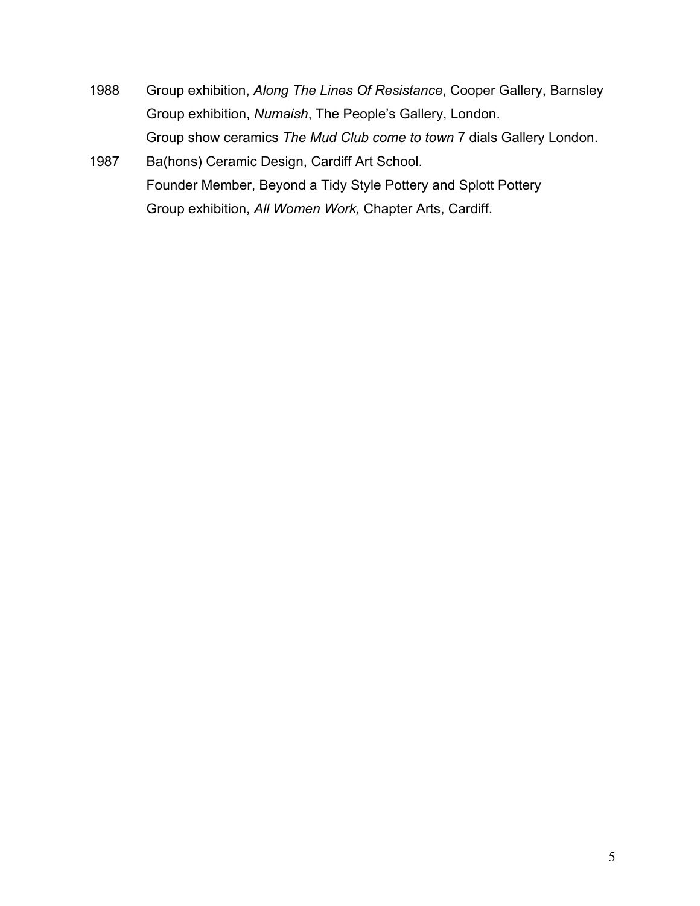1988 Group exhibition, *Along The Lines Of Resistance*, Cooper Gallery, Barnsley
Group exhibition, *Numaish*, The People's Gallery, London.
Group show ceramics *The Mud Club come to town* 7 dials Gallery London.

1987 Ba(hons) Ceramic Design, Cardiff Art School.
Founder Member, Beyond a Tidy Style Pottery and Splott Pottery
Group exhibition, *All Women Work,* Chapter Arts, Cardiff.